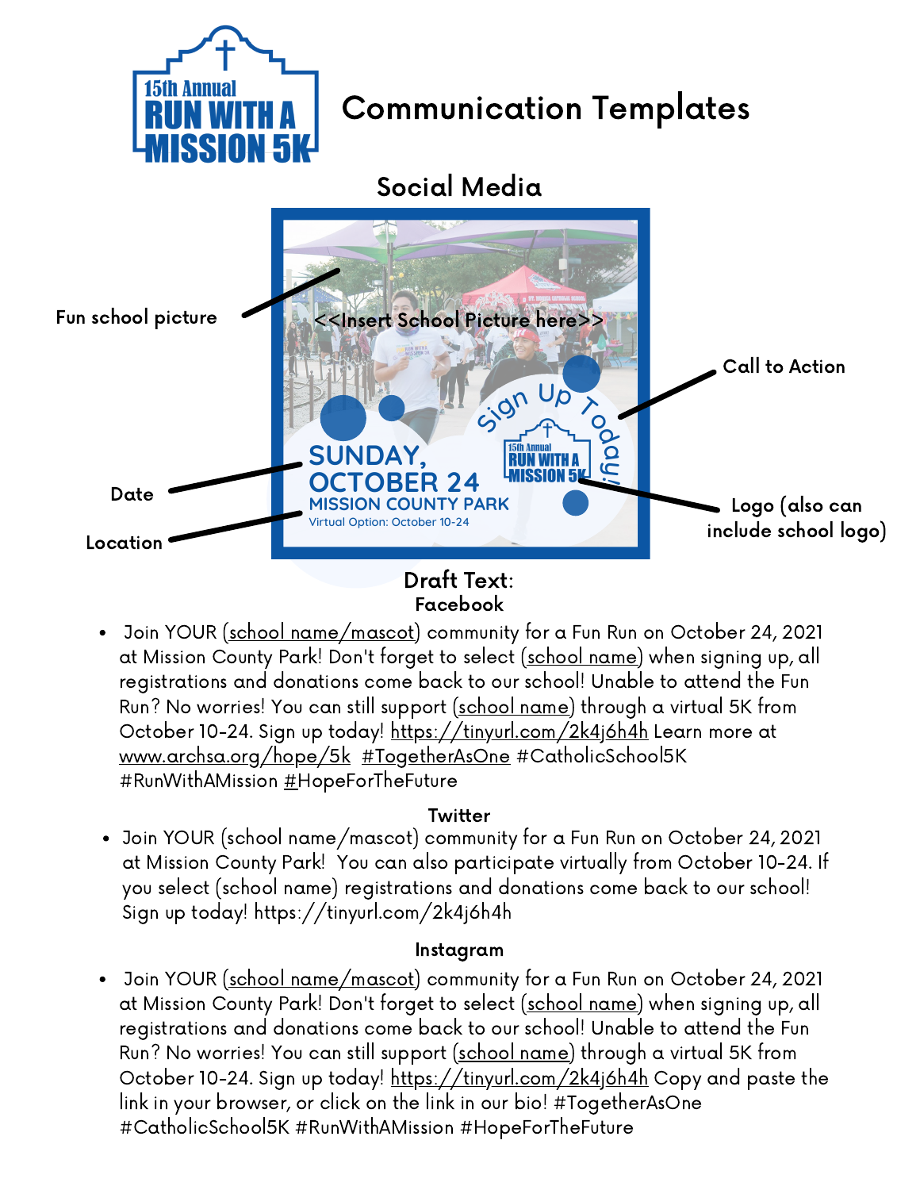# 15th Annual RUN WITH A MISSION 5K

# Communication Templates

## Social Media

Fun school picture

<<Insert School Picture here>>

Call to Action

Sign Up Today!

Date

SUNDAY, OCTOBER 24

Location

MISSION COUNTY PARK

Virtual Option: October 10-24

Logo (also can include school logo)

15th Annual RUN WITH A MISSION 5K

### Draft Text:

#### Facebook

- Join YOUR (school name/mascot) community for a Fun Run on October 24, 2021 at Mission County Park! Don't forget to select (school name) when signing up, all registrations and donations come back to our school! Unable to attend the Fun Run? No worries! You can still support (school name) through a virtual 5K from October 10-24. Sign up today! https://tinyurl.com/2k4j6h4h Learn more at www.archsa.org/hope/5k #TogetherAsOne #CatholicSchool5K #RunWithAMission #HopeForTheFuture

#### Twitter

- Join YOUR (school name/mascot) community for a Fun Run on October 24, 2021 at Mission County Park! You can also participate virtually from October 10-24. If you select (school name) registrations and donations come back to our school! Sign up today! https://tinyurl.com/2k4j6h4h

#### Instagram

- Join YOUR (school name/mascot) community for a Fun Run on October 24, 2021 at Mission County Park! Don't forget to select (school name) when signing up, all registrations and donations come back to our school! Unable to attend the Fun Run? No worries! You can still support (school name) through a virtual 5K from October 10-24. Sign up today! https://tinyurl.com/2k4j6h4h Copy and paste the link in your browser, or click on the link in our bio! #TogetherAsOne #CatholicSchool5K #RunWithAMission #HopeForTheFuture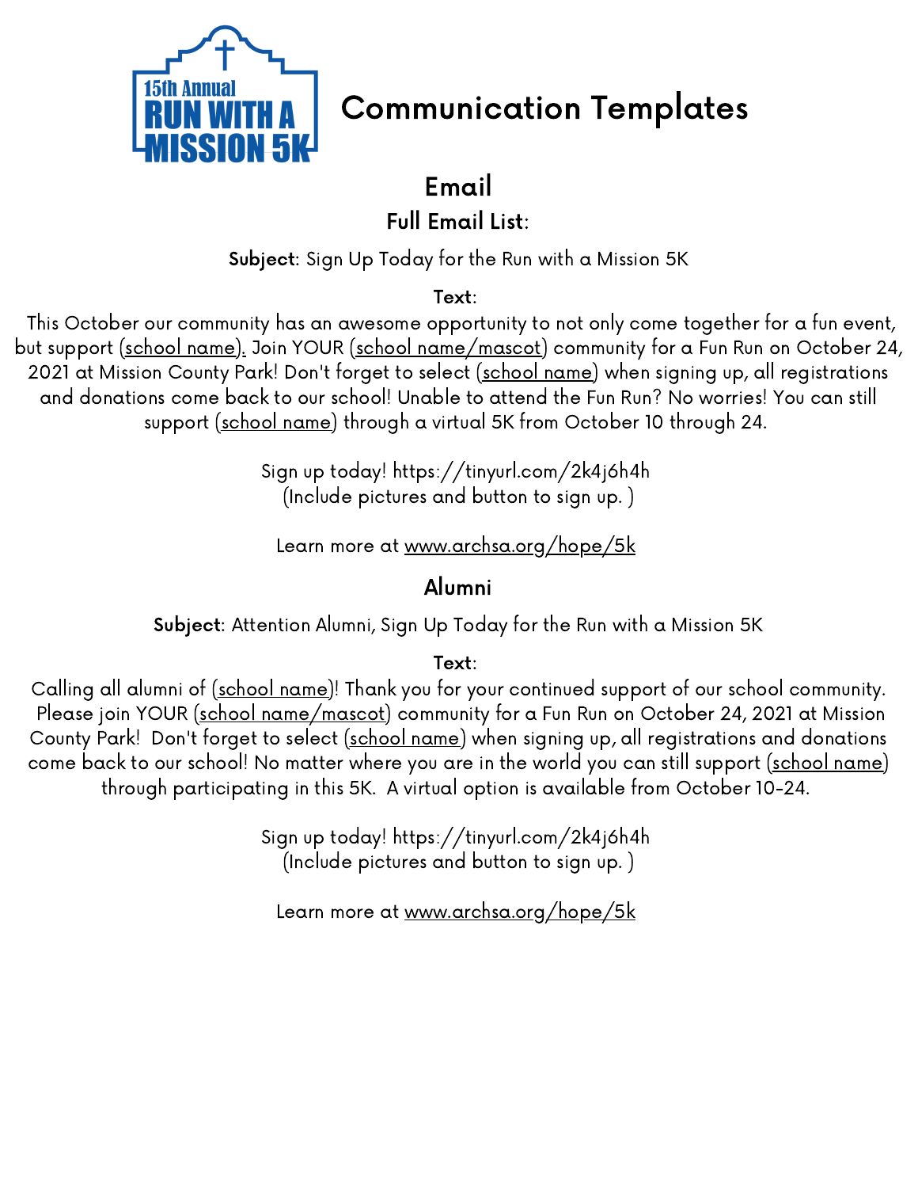15th Annual RUN WITH A MISSION 5K

# Communication Templates

## Email

### Full Email List:

**Subject**: Sign Up Today for the Run with a Mission 5K

**Text**:

This October our community has an awesome opportunity to not only come together for a fun event, but support (school name). Join YOUR (school name/mascot) community for a Fun Run on October 24, 2021 at Mission County Park! Don't forget to select (school name) when signing up, all registrations and donations come back to our school! Unable to attend the Fun Run? No worries! You can still support (school name) through a virtual 5K from October 10 through 24.

Sign up today! https://tinyurl.com/2k4j6h4h
(Include pictures and button to sign up. )

Learn more at www.archsa.org/hope/5k

### Alumni

**Subject**: Attention Alumni, Sign Up Today for the Run with a Mission 5K

**Text**:

Calling all alumni of (school name)! Thank you for your continued support of our school community. Please join YOUR (school name/mascot) community for a Fun Run on October 24, 2021 at Mission County Park! Don't forget to select (school name) when signing up, all registrations and donations come back to our school! No matter where you are in the world you can still support (school name) through participating in this 5K. A virtual option is available from October 10-24.

Sign up today! https://tinyurl.com/2k4j6h4h
(Include pictures and button to sign up. )

Learn more at www.archsa.org/hope/5k